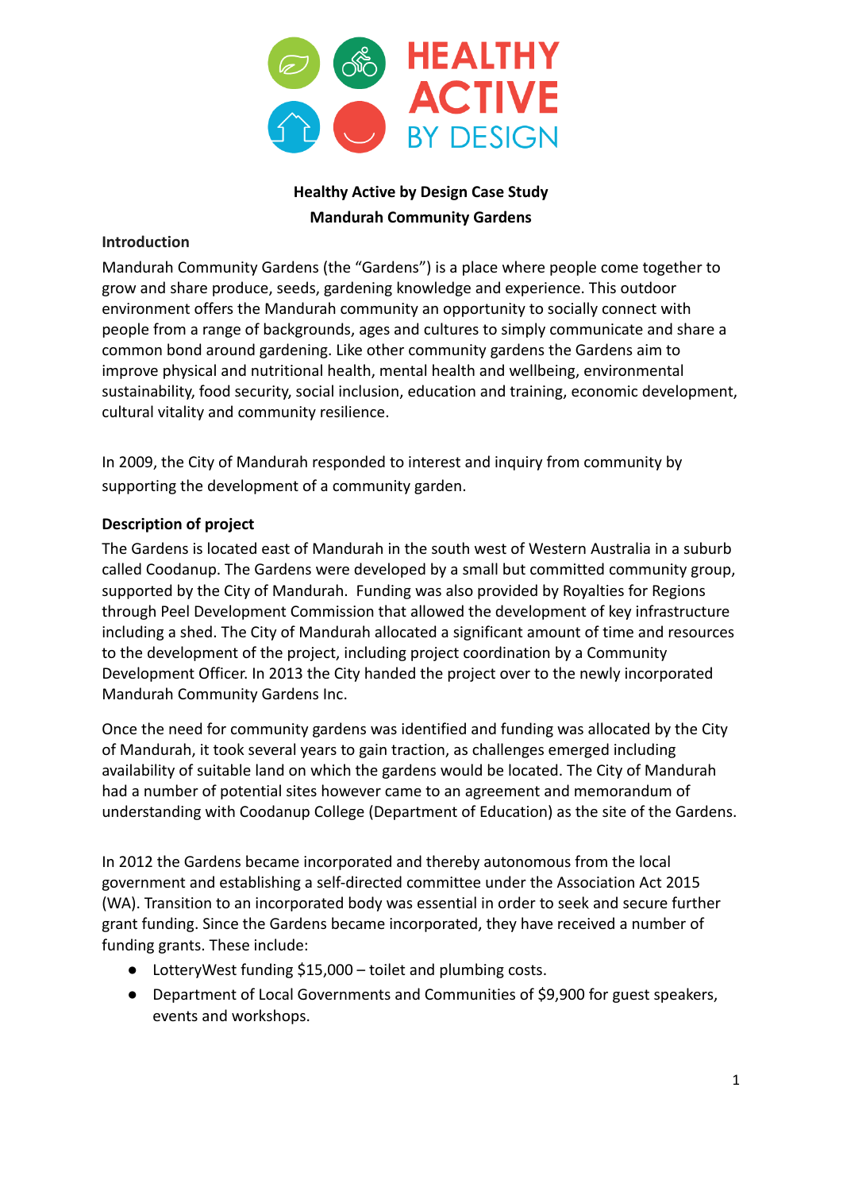HEALTHY ACTIVE BY DESIGN

# Healthy Active by Design Case Study
# Mandurah Community Gardens

## Introduction

Mandurah Community Gardens (the "Gardens") is a place where people come together to grow and share produce, seeds, gardening knowledge and experience. This outdoor environment offers the Mandurah community an opportunity to socially connect with people from a range of backgrounds, ages and cultures to simply communicate and share a common bond around gardening. Like other community gardens the Gardens aim to improve physical and nutritional health, mental health and wellbeing, environmental sustainability, food security, social inclusion, education and training, economic development, cultural vitality and community resilience.

In 2009, the City of Mandurah responded to interest and inquiry from community by supporting the development of a community garden.

## Description of project

The Gardens is located east of Mandurah in the south west of Western Australia in a suburb called Coodanup. The Gardens were developed by a small but committed community group, supported by the City of Mandurah. Funding was also provided by Royalties for Regions through Peel Development Commission that allowed the development of key infrastructure including a shed. The City of Mandurah allocated a significant amount of time and resources to the development of the project, including project coordination by a Community Development Officer. In 2013 the City handed the project over to the newly incorporated Mandurah Community Gardens Inc.

Once the need for community gardens was identified and funding was allocated by the City of Mandurah, it took several years to gain traction, as challenges emerged including availability of suitable land on which the gardens would be located. The City of Mandurah had a number of potential sites however came to an agreement and memorandum of understanding with Coodanup College (Department of Education) as the site of the Gardens.

In 2012 the Gardens became incorporated and thereby autonomous from the local government and establishing a self-directed committee under the Association Act 2015 (WA). Transition to an incorporated body was essential in order to seek and secure further grant funding. Since the Gardens became incorporated, they have received a number of funding grants. These include:

- LotteryWest funding $15,000 – toilet and plumbing costs.
- Department of Local Governments and Communities of $9,900 for guest speakers, events and workshops.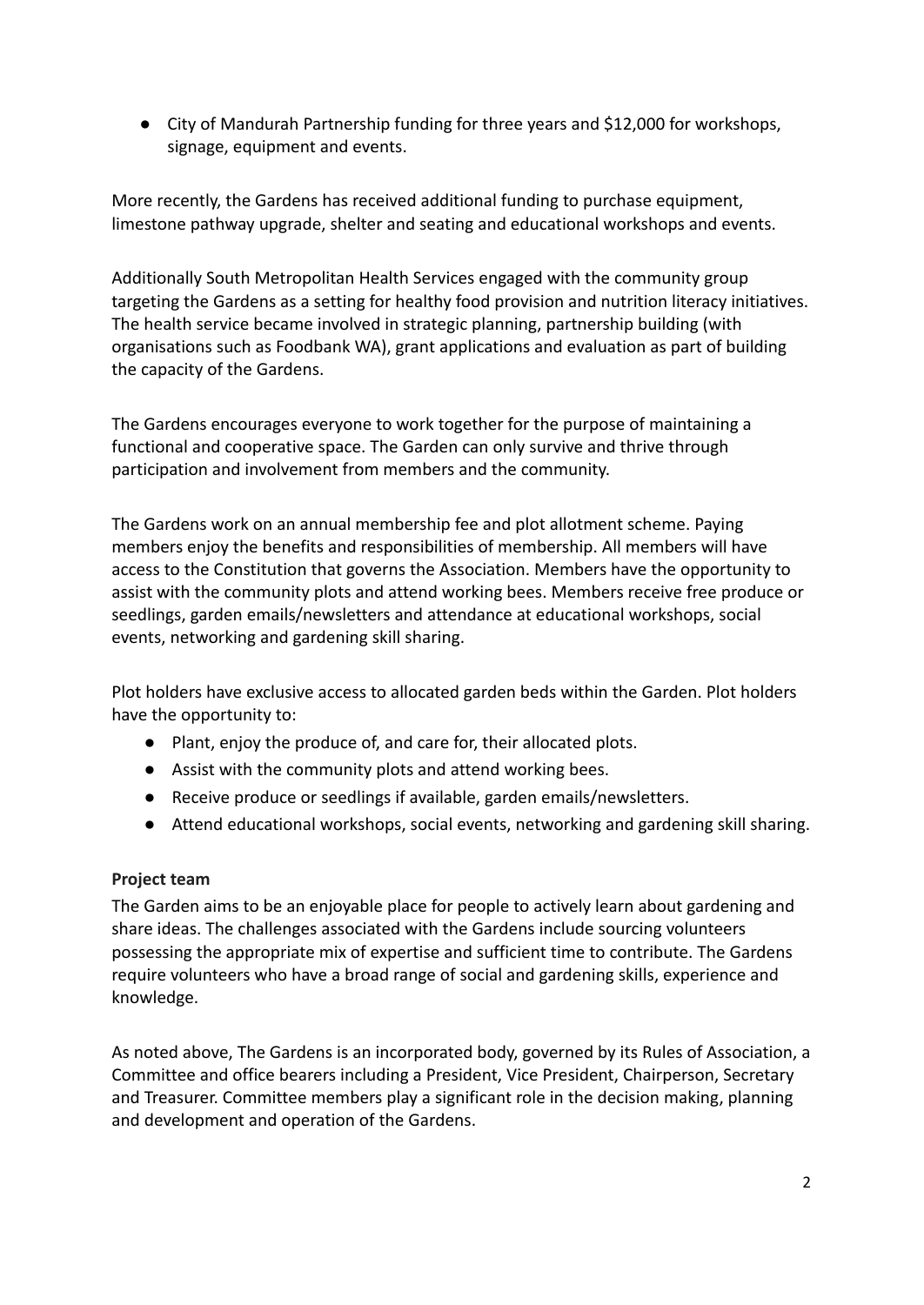- City of Mandurah Partnership funding for three years and $12,000 for workshops, signage, equipment and events.

More recently, the Gardens has received additional funding to purchase equipment, limestone pathway upgrade, shelter and seating and educational workshops and events.

Additionally South Metropolitan Health Services engaged with the community group targeting the Gardens as a setting for healthy food provision and nutrition literacy initiatives. The health service became involved in strategic planning, partnership building (with organisations such as Foodbank WA), grant applications and evaluation as part of building the capacity of the Gardens.

The Gardens encourages everyone to work together for the purpose of maintaining a functional and cooperative space. The Garden can only survive and thrive through participation and involvement from members and the community.

The Gardens work on an annual membership fee and plot allotment scheme. Paying members enjoy the benefits and responsibilities of membership. All members will have access to the Constitution that governs the Association. Members have the opportunity to assist with the community plots and attend working bees. Members receive free produce or seedlings, garden emails/newsletters and attendance at educational workshops, social events, networking and gardening skill sharing.

Plot holders have exclusive access to allocated garden beds within the Garden. Plot holders have the opportunity to:

- Plant, enjoy the produce of, and care for, their allocated plots.
- Assist with the community plots and attend working bees.
- Receive produce or seedlings if available, garden emails/newsletters.
- Attend educational workshops, social events, networking and gardening skill sharing.

**Project team**

The Garden aims to be an enjoyable place for people to actively learn about gardening and share ideas. The challenges associated with the Gardens include sourcing volunteers possessing the appropriate mix of expertise and sufficient time to contribute. The Gardens require volunteers who have a broad range of social and gardening skills, experience and knowledge.

As noted above, The Gardens is an incorporated body, governed by its Rules of Association, a Committee and office bearers including a President, Vice President, Chairperson, Secretary and Treasurer. Committee members play a significant role in the decision making, planning and development and operation of the Gardens.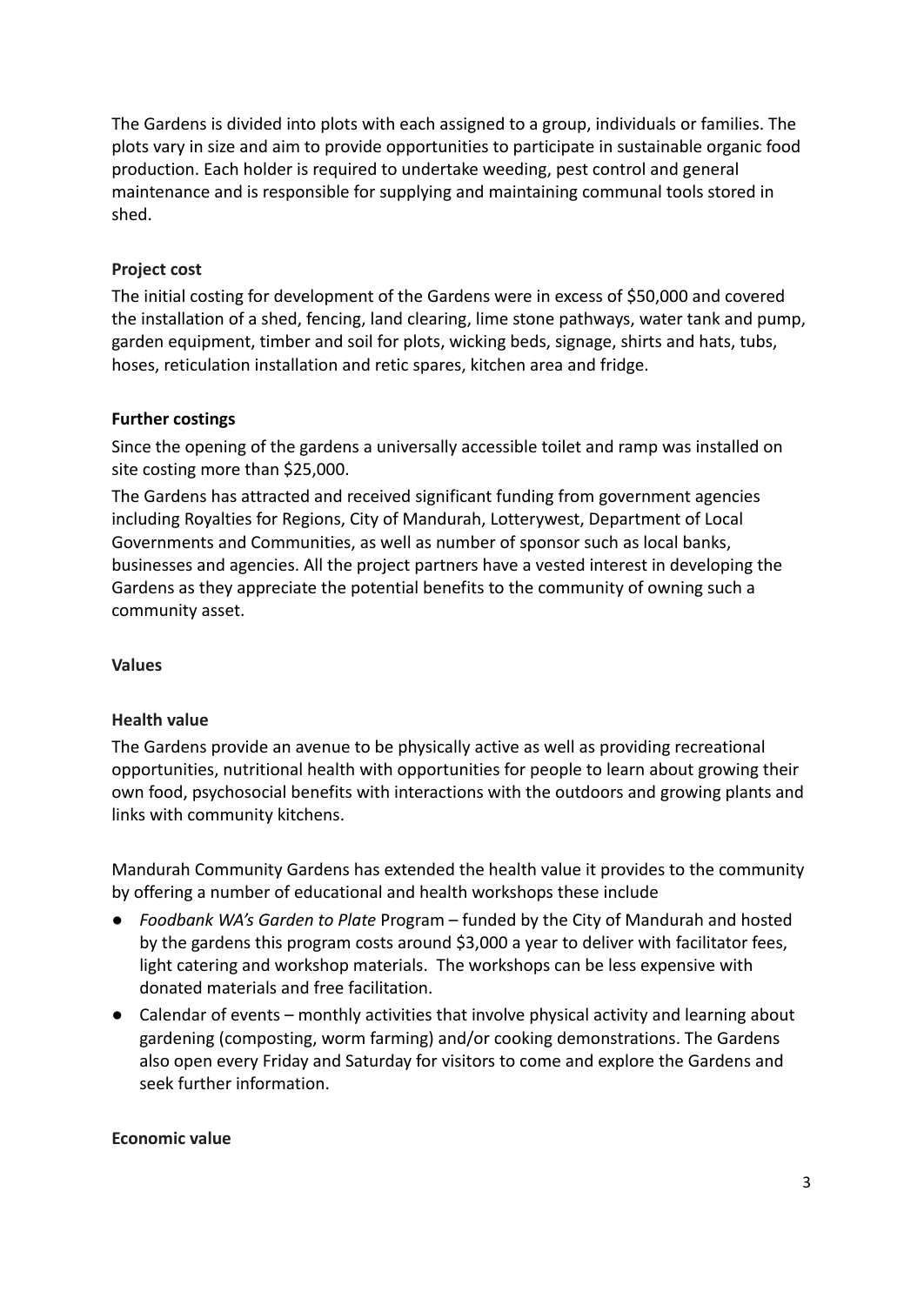The Gardens is divided into plots with each assigned to a group, individuals or families. The plots vary in size and aim to provide opportunities to participate in sustainable organic food production. Each holder is required to undertake weeding, pest control and general maintenance and is responsible for supplying and maintaining communal tools stored in shed.

**Project cost**

The initial costing for development of the Gardens were in excess of $50,000 and covered the installation of a shed, fencing, land clearing, lime stone pathways, water tank and pump, garden equipment, timber and soil for plots, wicking beds, signage, shirts and hats, tubs, hoses, reticulation installation and retic spares, kitchen area and fridge.

**Further costings**

Since the opening of the gardens a universally accessible toilet and ramp was installed on site costing more than $25,000.

The Gardens has attracted and received significant funding from government agencies including Royalties for Regions, City of Mandurah, Lotterywest, Department of Local Governments and Communities, as well as number of sponsor such as local banks, businesses and agencies. All the project partners have a vested interest in developing the Gardens as they appreciate the potential benefits to the community of owning such a community asset.

**Values**

**Health value**

The Gardens provide an avenue to be physically active as well as providing recreational opportunities, nutritional health with opportunities for people to learn about growing their own food, psychosocial benefits with interactions with the outdoors and growing plants and links with community kitchens.

Mandurah Community Gardens has extended the health value it provides to the community by offering a number of educational and health workshops these include

- *Foodbank WA's Garden to Plate* Program – funded by the City of Mandurah and hosted by the gardens this program costs around $3,000 a year to deliver with facilitator fees, light catering and workshop materials. The workshops can be less expensive with donated materials and free facilitation.
- Calendar of events – monthly activities that involve physical activity and learning about gardening (composting, worm farming) and/or cooking demonstrations. The Gardens also open every Friday and Saturday for visitors to come and explore the Gardens and seek further information.

**Economic value**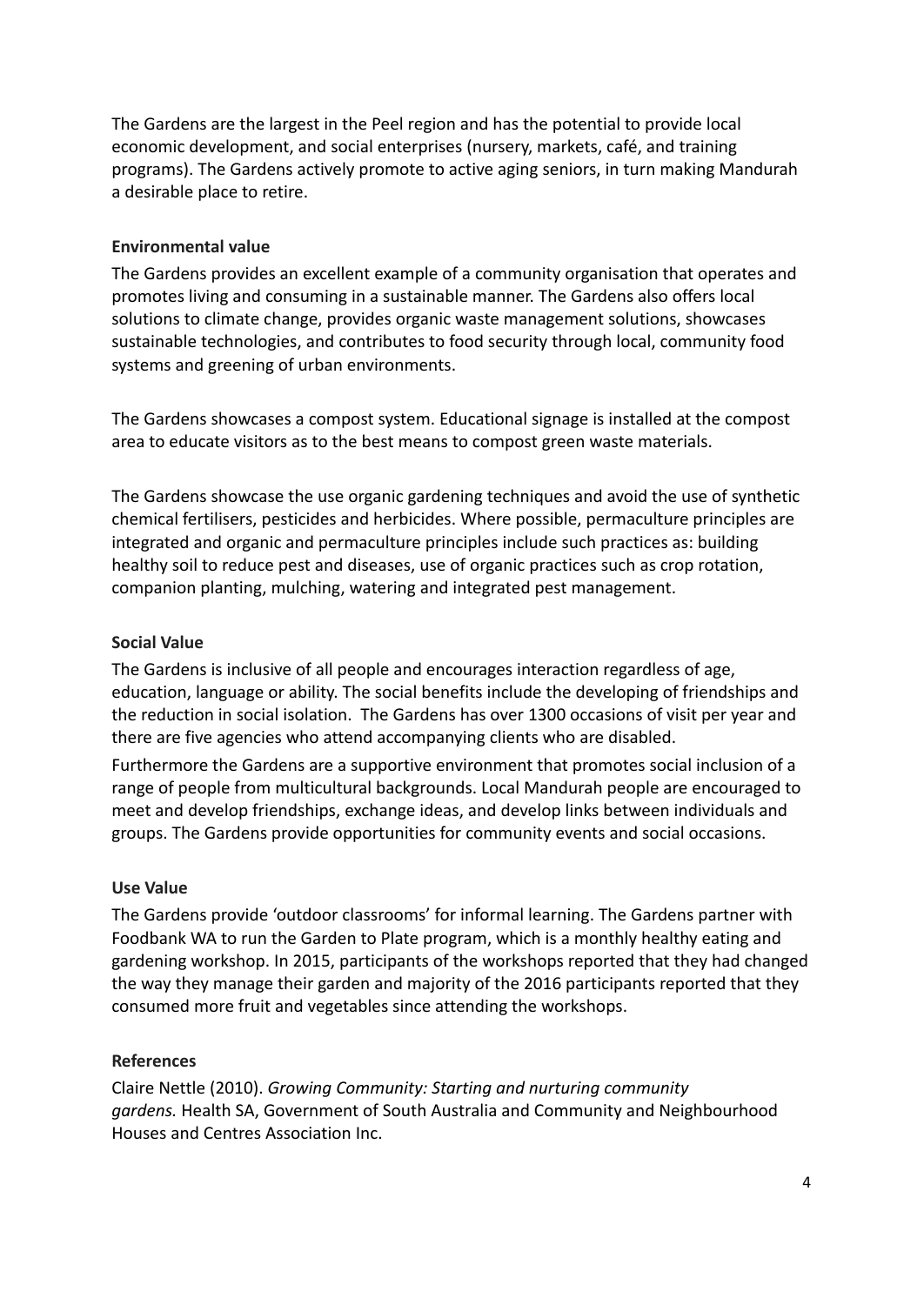The Gardens are the largest in the Peel region and has the potential to provide local economic development, and social enterprises (nursery, markets, café, and training programs). The Gardens actively promote to active aging seniors, in turn making Mandurah a desirable place to retire.

**Environmental value**

The Gardens provides an excellent example of a community organisation that operates and promotes living and consuming in a sustainable manner. The Gardens also offers local solutions to climate change, provides organic waste management solutions, showcases sustainable technologies, and contributes to food security through local, community food systems and greening of urban environments.

The Gardens showcases a compost system. Educational signage is installed at the compost area to educate visitors as to the best means to compost green waste materials.

The Gardens showcase the use organic gardening techniques and avoid the use of synthetic chemical fertilisers, pesticides and herbicides. Where possible, permaculture principles are integrated and organic and permaculture principles include such practices as: building healthy soil to reduce pest and diseases, use of organic practices such as crop rotation, companion planting, mulching, watering and integrated pest management.

**Social Value**

The Gardens is inclusive of all people and encourages interaction regardless of age, education, language or ability. The social benefits include the developing of friendships and the reduction in social isolation. The Gardens has over 1300 occasions of visit per year and there are five agencies who attend accompanying clients who are disabled.

Furthermore the Gardens are a supportive environment that promotes social inclusion of a range of people from multicultural backgrounds. Local Mandurah people are encouraged to meet and develop friendships, exchange ideas, and develop links between individuals and groups. The Gardens provide opportunities for community events and social occasions.

**Use Value**

The Gardens provide 'outdoor classrooms' for informal learning. The Gardens partner with Foodbank WA to run the Garden to Plate program, which is a monthly healthy eating and gardening workshop. In 2015, participants of the workshops reported that they had changed the way they manage their garden and majority of the 2016 participants reported that they consumed more fruit and vegetables since attending the workshops.

**References**

Claire Nettle (2010). *Growing Community: Starting and nurturing community gardens.* Health SA, Government of South Australia and Community and Neighbourhood Houses and Centres Association Inc.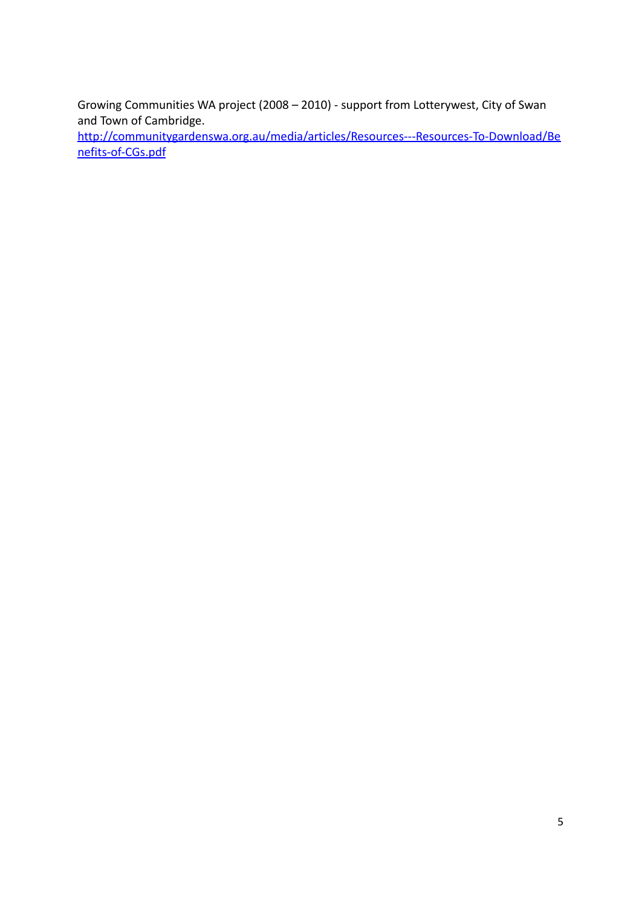Growing Communities WA project (2008 – 2010) - support from Lotterywest, City of Swan and Town of Cambridge.
http://communitygardenswa.org.au/media/articles/Resources---Resources-To-Download/Benefits-of-CGs.pdf